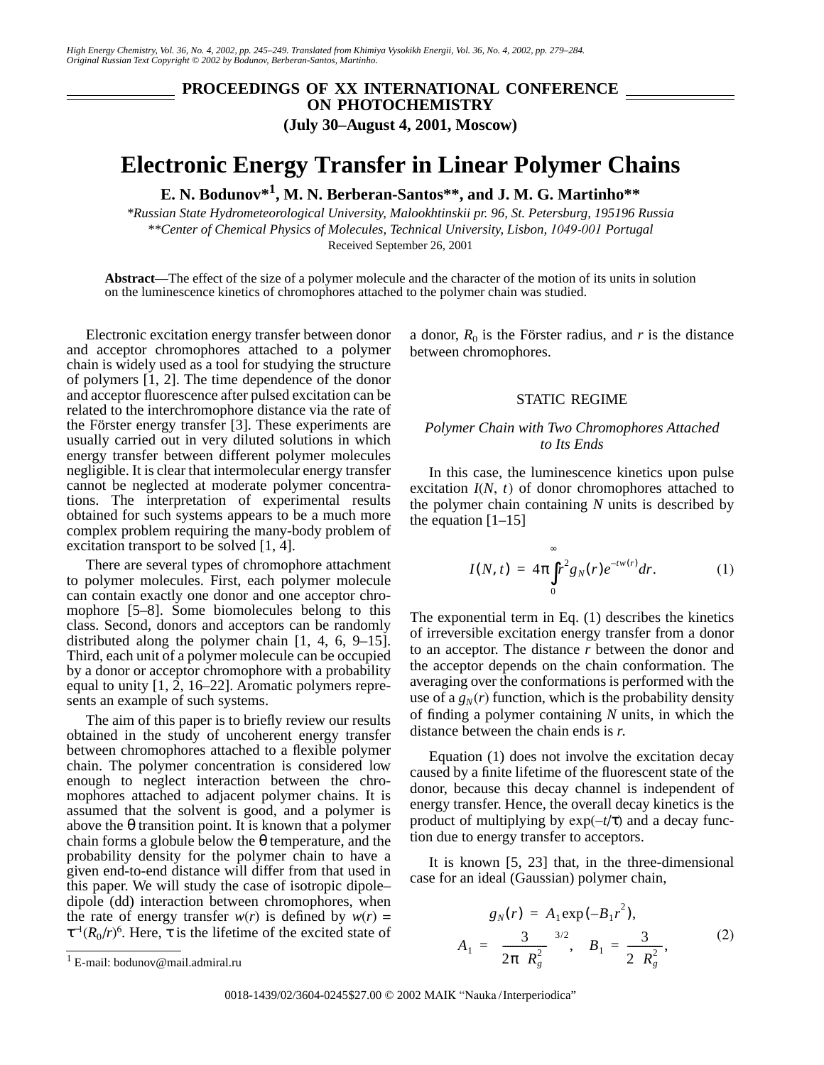**PROCEEDINGS OF XX INTERNATIONAL CONFERENCE ON PHOTOCHEMISTRY**

**(July 30–August 4, 2001, Moscow)**

# Electronic Energy Transfer in Linear Polymer Chains

**E. N. Bodunov*[1], M. N. Berberan-Santos**, and J. M. G. Martinho****

*\*Russian State Hydrometeorological University, Malookhtinskii pr. 98, St. Petersburg, 195196 Russia*

*\*\*Center of Chemical Physics of Molecules, Technical University, Lisbon, 1049-001 Portugal*

Received September 26, 2001

**Abstract**—The effect of the size of a polymer molecule and the character of the motion of its units in solution on the luminescence kinetics of chromophores attached to the polymer chain was studied.

Electronic excitation energy transfer between donor and acceptor chromophores attached to a polymer chain is widely used as a tool for studying the structure of polymers [1, 2]. The time dependence of the donor and acceptor fluorescence after pulsed excitation can be related to the interchromophore distance via the rate of the Förster energy transfer [3]. These experiments are usually carried out in very diluted solutions in which energy transfer between different polymer molecules negligible. It is clear that intermolecular energy transfer cannot be neglected at moderate polymer concentrations. The interpretation of experimental results obtained for such systems appears to be a much more complex problem requiring the many-body problem of excitation transport to be solved [1, 4].

There are several types of chromophore attachment to polymer molecules. First, each polymer molecule can contain exactly one donor and one acceptor chromophore [5–8]. Some biomolecules belong to this class. Second, donors and acceptors can be randomly distributed along the polymer chain [1, 4, 6, 9–15]. Third, each unit of a polymer molecule can be occupied by a donor or acceptor chromophore with a probability equal to unity [1, 2, 16–22]. Aromatic polymers represents an example of such systems.

The aim of this paper is to briefly review our results obtained in the study of uncoherent energy transfer between chromophores attached to a flexible polymer chain. The polymer concentration is considered low enough to neglect interaction between the chromophores attached to adjacent polymer chains. It is assumed that the solvent is good, and a polymer is above the θ transition point. It is known that a polymer chain forms a globule below the θ temperature, and the probability density for the polymer chain to have a given end-to-end distance will differ from that used in this paper. We will study the case of isotropic dipole–dipole (dd) interaction between chromophores, when the rate of energy transfer $w(r)$ is defined by $w(r) = \tau^{-1}(R_0/r)^6$. Here, $\tau$ is the lifetime of the excited state of a donor, $R_0$ is the Förster radius, and $r$ is the distance between chromophores.

## STATIC REGIME

### *Polymer Chain with Two Chromophores Attached to Its Ends*

In this case, the luminescence kinetics upon pulse excitation $I(N, t)$ of donor chromophores attached to the polymer chain containing $N$ units is described by the equation [1–15]

$$I(N, t) = 4\pi\int_0^\infty r^2 g_N(r)e^{-tw(r)}dr. \qquad (1)$$

The exponential term in Eq. (1) describes the kinetics of irreversible excitation energy transfer from a donor to an acceptor. The distance $r$ between the donor and the acceptor depends on the chain conformation. The averaging over the conformations is performed with the use of a $g_N(r)$ function, which is the probability density of finding a polymer containing $N$ units, in which the distance between the chain ends is $r$.

Equation (1) does not involve the excitation decay caused by a finite lifetime of the fluorescent state of the donor, because this decay channel is independent of energy transfer. Hence, the overall decay kinetics is the product of multiplying by $\exp(-t/\tau)$ and a decay function due to energy transfer to acceptors.

It is known [5, 23] that, in the three-dimensional case for an ideal (Gaussian) polymer chain,

$$g_N(r) = A_1\exp(-B_1r^2),$$
$$A_1 = \left(\frac{3}{2\pi\langle R_g^2\rangle}\right)^{3/2}, \quad B_1 = \frac{3}{2\langle R_g^2\rangle}, \qquad (2)$$

[1] E-mail: bodunov@mail.admiral.ru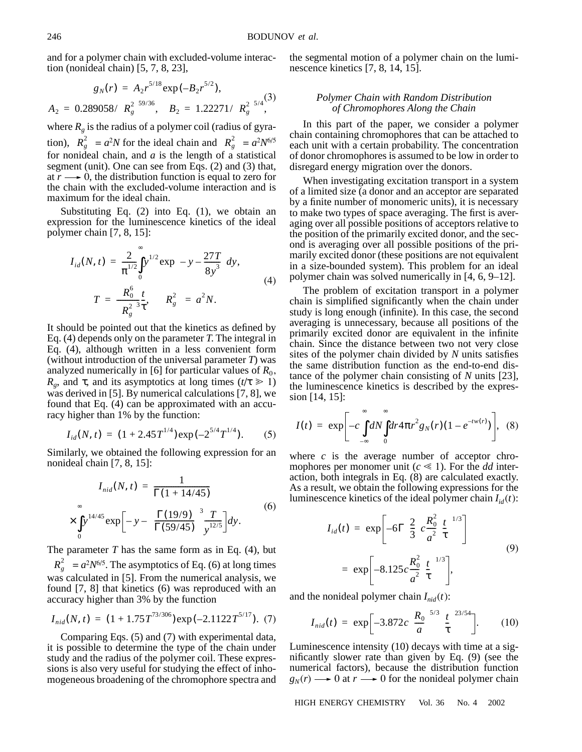and for a polymer chain with excluded-volume interaction (nonideal chain) [5, 7, 8, 23],

$$g_N(r) = A_2 r^{5/18} \exp(-B_2 r^{5/2}),$$
$$A_2 = 0.289058/\langle R_g^2\rangle^{59/36}, \quad B_2 = 1.22271/\langle R_g^2\rangle^{5/4}, \tag{3}$$

where $R_g$ is the radius of a polymer coil (radius of gyration), $\langle R_g^2\rangle = a^2N$ for the ideal chain and $\langle R_g^2\rangle = a^2N^{6/5}$ for nonideal chain, and $a$ is the length of a statistical segment (unit). One can see from Eqs. (2) and (3) that, at $r \longrightarrow 0$, the distribution function is equal to zero for the chain with the excluded-volume interaction and is maximum for the ideal chain.

Substituting Eq. (2) into Eq. (1), we obtain an expression for the luminescence kinetics of the ideal polymer chain [7, 8, 15]:

$$I_{id}(N, t) = \frac{2}{\pi^{1/2}}\int_0^\infty y^{1/2}\exp\left(-y - \frac{27T}{8y^3}\right)dy,$$
$$T = \frac{R_0^6}{\langle R_g^2\rangle^3}\frac{t}{\tau}, \quad \langle R_g^2\rangle = a^2N. \tag{4}$$

It should be pointed out that the kinetics as defined by Eq. (4) depends only on the parameter $T$. The integral in Eq. (4), although written in a less convenient form (without introduction of the universal parameter $T$) was analyzed numerically in [6] for particular values of $R_0$, $R_g$, and $\tau$, and its asymptotics at long times ($t/\tau \gg 1$) was derived in [5]. By numerical calculations [7, 8], we found that Eq. (4) can be approximated with an accuracy higher than 1% by the function:

$$I_{id}(N, t) = (1 + 2.45T^{1/4})\exp(-2^{5/4}T^{1/4}). \tag{5}$$

Similarly, we obtained the following expression for an nonideal chain [7, 8, 15]:

$$I_{nid}(N, t) = \frac{1}{\Gamma(1 + 14/45)}$$
$$\times \int_0^\infty y^{14/45}\exp\left[-y - \left(\frac{\Gamma(19/9)}{\Gamma(59/45)}\right)^3 \frac{T}{y^{12/5}}\right]dy. \tag{6}$$

The parameter $T$ has the same form as in Eq. (4), but $\langle R_g^2\rangle = a^2N^{6/5}$. The asymptotics of Eq. (6) at long times was calculated in [5]. From the numerical analysis, we found [7, 8] that kinetics (6) was reproduced with an accuracy higher than 3% by the function

$$I_{nid}(N, t) = (1 + 1.75T^{73/306})\exp(-2.1122T^{5/17}). \tag{7}$$

Comparing Eqs. (5) and (7) with experimental data, it is possible to determine the type of the chain under study and the radius of the polymer coil. These expressions is also very useful for studying the effect of inhomogeneous broadening of the chromophore spectra and the segmental motion of a polymer chain on the luminescence kinetics [7, 8, 14, 15].

### *Polymer Chain with Random Distribution of Chromophores Along the Chain*

In this part of the paper, we consider a polymer chain containing chromophores that can be attached to each unit with a certain probability. The concentration of donor chromophores is assumed to be low in order to disregard energy migration over the donors.

When investigating excitation transport in a system of a limited size (a donor and an acceptor are separated by a finite number of monomeric units), it is necessary to make two types of space averaging. The first is averaging over all possible positions of acceptors relative to the position of the primarily excited donor, and the second is averaging over all possible positions of the primarily excited donor (these positions are not equivalent in a size-bounded system). This problem for an ideal polymer chain was solved numerically in [4, 6, 9–12].

The problem of excitation transport in a polymer chain is simplified significantly when the chain under study is long enough (infinite). In this case, the second averaging is unnecessary, because all positions of the primarily excited donor are equivalent in the infinite chain. Since the distance between two not very close sites of the polymer chain divided by $N$ units satisfies the same distribution function as the end-to-end distance of the polymer chain consisting of $N$ units [23], the luminescence kinetics is described by the expression [14, 15]:

$$I(t) = \exp\left[-c\int_{-\infty}^{\infty}dN\int_0^\infty dr 4\pi r^2 g_N(r)(1 - e^{-tw(r)})\right], \tag{8}$$

where $c$ is the average number of acceptor chromophores per monomer unit ($c \ll 1$). For the *dd* interaction, both integrals in Eq. (8) are calculated exactly. As a result, we obtain the following expressions for the luminescence kinetics of the ideal polymer chain $I_{id}(t)$:

$$I_{id}(t) = \exp\left[-6\Gamma\left(\frac{2}{3}\right)c\frac{R_0^2}{a^2}\left(\frac{t}{\tau}\right)^{1/3}\right]$$
$$= \exp\left[-8.125c\frac{R_0^2}{a^2}\left(\frac{t}{\tau}\right)^{1/3}\right], \tag{9}$$

and the nonideal polymer chain $I_{nid}(t)$:

$$I_{nid}(t) = \exp\left[-3.872c\left(\frac{R_0}{a}\right)^{5/3}\left(\frac{t}{\tau}\right)^{23/54}\right]. \tag{10}$$

Luminescence intensity (10) decays with time at a significantly slower rate than given by Eq. (9) (see the numerical factors), because the distribution function $g_N(r) \longrightarrow 0$ at $r \longrightarrow 0$ for the nonideal polymer chain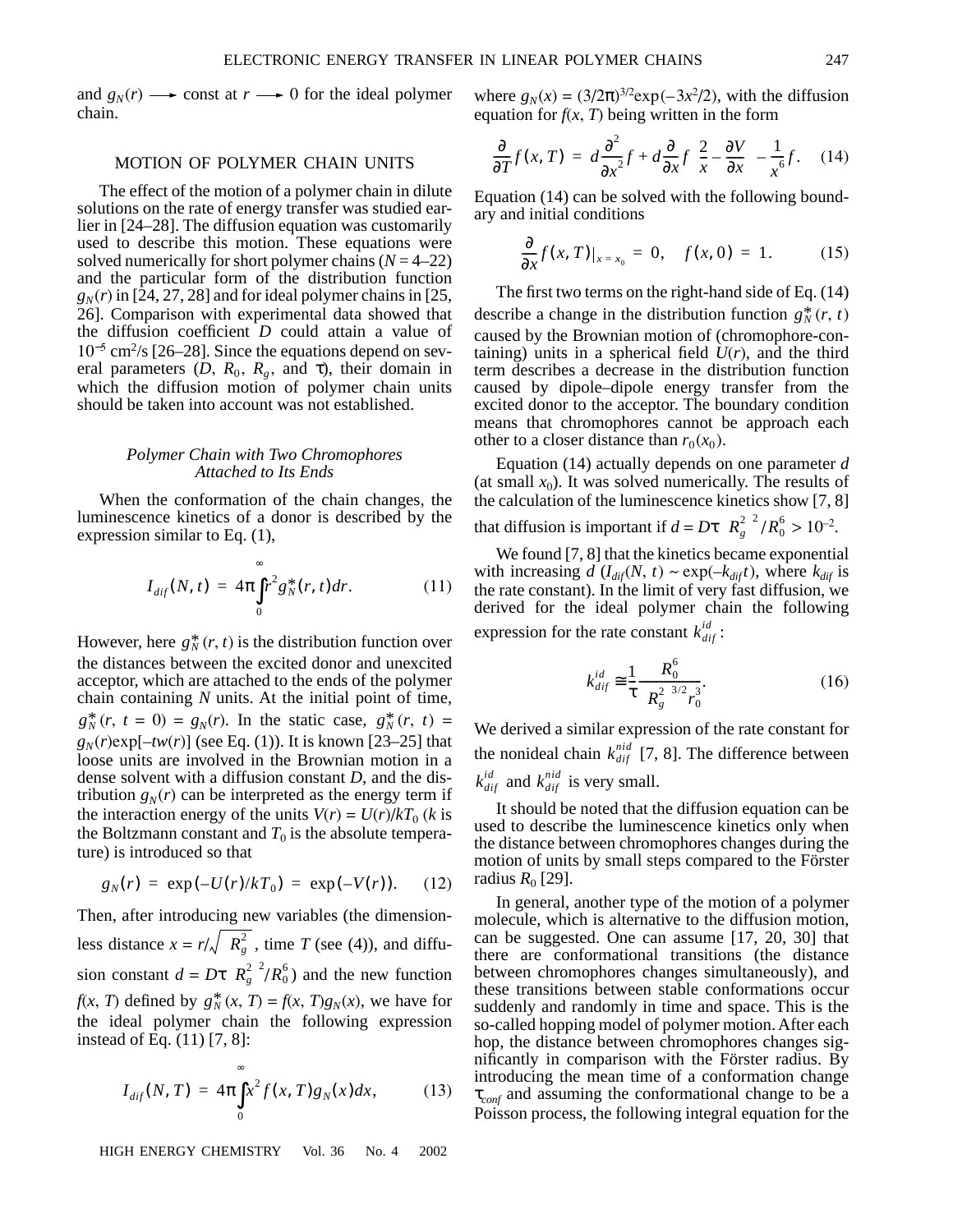and $g_N(r) \longrightarrow$ const at $r \longrightarrow 0$ for the ideal polymer chain.

## MOTION OF POLYMER CHAIN UNITS

The effect of the motion of a polymer chain in dilute solutions on the rate of energy transfer was studied earlier in [24–28]. The diffusion equation was customarily used to describe this motion. These equations were solved numerically for short polymer chains ($N = 4$–22) and the particular form of the distribution function $g_N(r)$ in [24, 27, 28] and for ideal polymer chains in [25, 26]. Comparison with experimental data showed that the diffusion coefficient $D$ could attain a value of $10^{-5}$ cm$^2$/s [26–28]. Since the equations depend on several parameters ($D$, $R_0$, $R_g$, and $\tau$), their domain in which the diffusion motion of polymer chain units should be taken into account was not established.

### *Polymer Chain with Two Chromophores Attached to Its Ends*

When the conformation of the chain changes, the luminescence kinetics of a donor is described by the expression similar to Eq. (1),

$$I_{dif}(N, t) = 4\pi\int_0^{\infty} r^2 g_N^*(r, t)dr. \qquad (11)$$

However, here $g_N^*(r, t)$ is the distribution function over the distances between the excited donor and unexcited acceptor, which are attached to the ends of the polymer chain containing $N$ units. At the initial point of time, $g_N^*(r, t = 0) = g_N(r)$. In the static case, $g_N^*(r, t) = g_N(r)\exp[-tw(r)]$ (see Eq. (1)). It is known [23–25] that loose units are involved in the Brownian motion in a dense solvent with a diffusion constant $D$, and the distribution $g_N(r)$ can be interpreted as the energy term if the interaction energy of the units $V(r) = U(r)/kT_0$ ($k$ is the Boltzmann constant and $T_0$ is the absolute temperature) is introduced so that

$$g_N(r) = \exp(-U(r)/kT_0) = \exp(-V(r)). \qquad (12)$$

Then, after introducing new variables (the dimensionless distance $x = r/\sqrt{\langle R_g^2\rangle}$, time $T$ (see (4)), and diffusion constant $d = D\tau\langle R_g^2\rangle^2/R_0^6$) and the new function $f(x, T)$ defined by $g_N^*(x, T) = f(x, T)g_N(x)$, we have for the ideal polymer chain the following expression instead of Eq. (11) [7, 8]:

$$I_{dif}(N, T) = 4\pi\int_0^{\infty} x^2 f(x, T)g_N(x)dx, \qquad (13)$$

where $g_N(x) = (3/2\pi)^{3/2}\exp(-3x^2/2)$, with the diffusion equation for $f(x, T)$ being written in the form

$$\frac{\partial}{\partial T}f(x, T) = d\frac{\partial^2}{\partial x^2}f + d\frac{\partial}{\partial x}f\left(\frac{2}{x} - \frac{\partial V}{\partial x}\right) - \frac{1}{x^6}f. \qquad (14)$$

Equation (14) can be solved with the following boundary and initial conditions

$$\frac{\partial}{\partial x}f(x, T)|_{x = x_0} = 0, \quad f(x, 0) = 1. \qquad (15)$$

The first two terms on the right-hand side of Eq. (14) describe a change in the distribution function $g_N^*(r, t)$ caused by the Brownian motion of (chromophore-containing) units in a spherical field $U(r)$, and the third term describes a decrease in the distribution function caused by dipole–dipole energy transfer from the excited donor to the acceptor. The boundary condition means that chromophores cannot be approach each other to a closer distance than $r_0(x_0)$.

Equation (14) actually depends on one parameter $d$ (at small $x_0$). It was solved numerically. The results of the calculation of the luminescence kinetics show [7, 8] that diffusion is important if $d = D\tau\langle R_g^2\rangle^2/R_0^6 > 10^{-2}$.

We found [7, 8] that the kinetics became exponential with increasing $d$ ($I_{dif}(N, t) \sim \exp(-k_{dif}t)$, where $k_{dif}$ is the rate constant). In the limit of very fast diffusion, we derived for the ideal polymer chain the following expression for the rate constant $k_{dif}^{id}$:

$$k_{dif}^{id} \cong \frac{1}{\tau}\frac{R_0^6}{\langle R_g^2\rangle^{3/2} r_0^3}. \qquad (16)$$

We derived a similar expression of the rate constant for the nonideal chain $k_{dif}^{nid}$ [7, 8]. The difference between $k_{dif}^{id}$ and $k_{dif}^{nid}$ is very small.

It should be noted that the diffusion equation can be used to describe the luminescence kinetics only when the distance between chromophores changes during the motion of units by small steps compared to the Förster radius $R_0$ [29].

In general, another type of the motion of a polymer molecule, which is alternative to the diffusion motion, can be suggested. One can assume [17, 20, 30] that there are conformational transitions (the distance between chromophores changes simultaneously), and these transitions between stable conformations occur suddenly and randomly in time and space. This is the so-called hopping model of polymer motion. After each hop, the distance between chromophores changes significantly in comparison with the Förster radius. By introducing the mean time of a conformation change $\tau_{conf}$ and assuming the conformational change to be a Poisson process, the following integral equation for the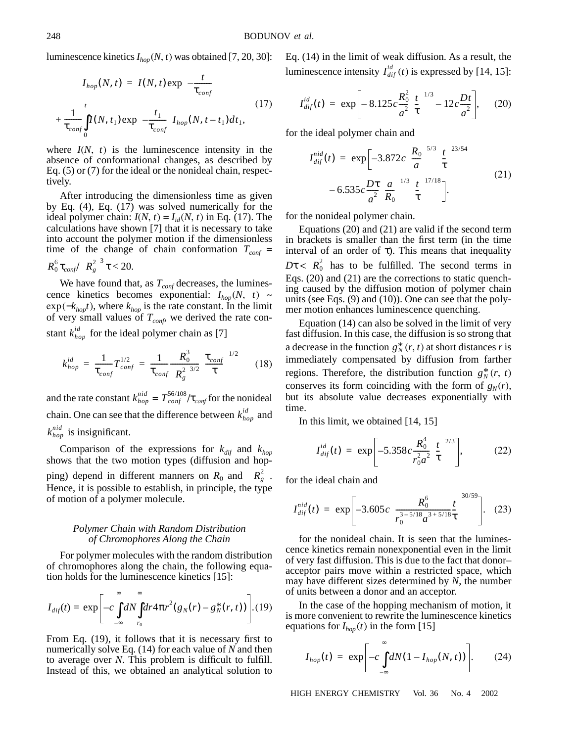luminescence kinetics $I_{hop}(N, t)$ was obtained [7, 20, 30]:

$$I_{hop}(N,t) = I(N,t)\exp\left(-\frac{t}{\tau_{conf}}\right) + \frac{1}{\tau_{conf}}\int_0^t I(N,t_1)\exp\left(-\frac{t_1}{\tau_{conf}}\right) I_{hop}(N,t-t_1)dt_1, \quad (17)$$

where $I(N, t)$ is the luminescence intensity in the absence of conformational changes, as described by Eq. (5) or (7) for the ideal or the nonideal chain, respectively.

After introducing the dimensionless time as given by Eq. (4), Eq. (17) was solved numerically for the ideal polymer chain: $I(N, t) = I_{id}(N, t)$ in Eq. (17). The calculations have shown [7] that it is necessary to take into account the polymer motion if the dimensionless time of the change of chain conformation $T_{conf} = R_0^6\tau_{conf}/\langle R_g^2\rangle^3\tau < 20$.

We have found that, as $T_{conf}$ decreases, the luminescence kinetics becomes exponential: $I_{hop}(N, t) \sim \exp(-k_{hop}t)$, where $k_{hop}$ is the rate constant. In the limit of very small values of $T_{conf}$, we derived the rate constant $k_{hop}^{id}$ for the ideal polymer chain as [7]

$$k_{hop}^{id} = \frac{1}{\tau_{conf}}T_{conf}^{1/2} = \frac{1}{\tau_{conf}}\frac{R_0^3}{\langle R_g^2\rangle^{3/2}}\left(\frac{\tau_{conf}}{\tau}\right)^{1/2} \quad (18)$$

and the rate constant $k_{hop}^{nid} = T_{conf}^{56/108}/\tau_{conf}$ for the nonideal chain. One can see that the difference between $k_{hop}^{id}$ and $k_{hop}^{nid}$ is insignificant.

Comparison of the expressions for $k_{dif}$ and $k_{hop}$ shows that the two motion types (diffusion and hopping) depend in different manners on $R_0$ and $\langle R_g^2\rangle$. Hence, it is possible to establish, in principle, the type of motion of a polymer molecule.

### *Polymer Chain with Random Distribution of Chromophores Along the Chain*

For polymer molecules with the random distribution of chromophores along the chain, the following equation holds for the luminescence kinetics [15]:

$$I_{dif}(t) = \exp\left[-c\int_{-\infty}^{\infty}dN\int_{r_0}^{\infty}dr4\pi r^2(g_N(r) - g_N^*(r,t))\right]. \quad (19)$$

From Eq. (19), it follows that it is necessary first to numerically solve Eq. (14) for each value of $N$ and then to average over $N$. This problem is difficult to fulfill. Instead of this, we obtained an analytical solution to Eq. (14) in the limit of weak diffusion. As a result, the luminescence intensity $I_{dif}^{id}(t)$ is expressed by [14, 15]:

$$I_{dif}^{id}(t) = \exp\left[-8.125c\frac{R_0^2}{a^2}\left(\frac{t}{\tau}\right)^{1/3} - 12c\frac{Dt}{a^2}\right], \quad (20)$$

for the ideal polymer chain and

$$I_{dif}^{nid}(t) = \exp\left[-3.872c\left(\frac{R_0}{a}\right)^{5/3}\left(\frac{t}{\tau}\right)^{23/54} - 6.535c\frac{D\tau}{a^2}\left(\frac{a}{R_0}\right)^{1/3}\left(\frac{t}{\tau}\right)^{17/18}\right]. \quad (21)$$

for the nonideal polymer chain.

Equations (20) and (21) are valid if the second term in brackets is smaller than the first term (in the time interval of an order of $\tau$). This means that inequality $D\tau < R_0^2$ has to be fulfilled. The second terms in Eqs. (20) and (21) are the corrections to static quenching caused by the diffusion motion of polymer chain units (see Eqs. (9) and (10)). One can see that the polymer motion enhances luminescence quenching.

Equation (14) can also be solved in the limit of very fast diffusion. In this case, the diffusion is so strong that a decrease in the function $g_N^*(r, t)$ at short distances $r$ is immediately compensated by diffusion from farther regions. Therefore, the distribution function $g_N^*(r, t)$ conserves its form coinciding with the form of $g_N(r)$, but its absolute value decreases exponentially with time.

In this limit, we obtained [14, 15]

$$I_{dif}^{id}(t) = \exp\left[-5.358c\frac{R_0^4}{r_0^2a^2}\left(\frac{t}{\tau}\right)^{2/3}\right], \quad (22)$$

for the ideal chain and

$$I_{dif}^{nid}(t) = \exp\left[-3.605c\left(\frac{R_0^6}{r_0^{3-5/18}a^{3+5/18}}\frac{t}{\tau}\right)^{30/59}\right]. \quad (23)$$

for the nonideal chain. It is seen that the luminescence kinetics remain nonexponential even in the limit of very fast diffusion. This is due to the fact that donor–acceptor pairs move within a restricted space, which may have different sizes determined by $N$, the number of units between a donor and an acceptor.

In the case of the hopping mechanism of motion, it is more convenient to rewrite the luminescence kinetics equations for $I_{hop}(t)$ in the form [15]

$$I_{hop}(t) = \exp\left[-c\int_{-\infty}^{\infty}dN(1 - I_{hop}(N,t))\right]. \quad (24)$$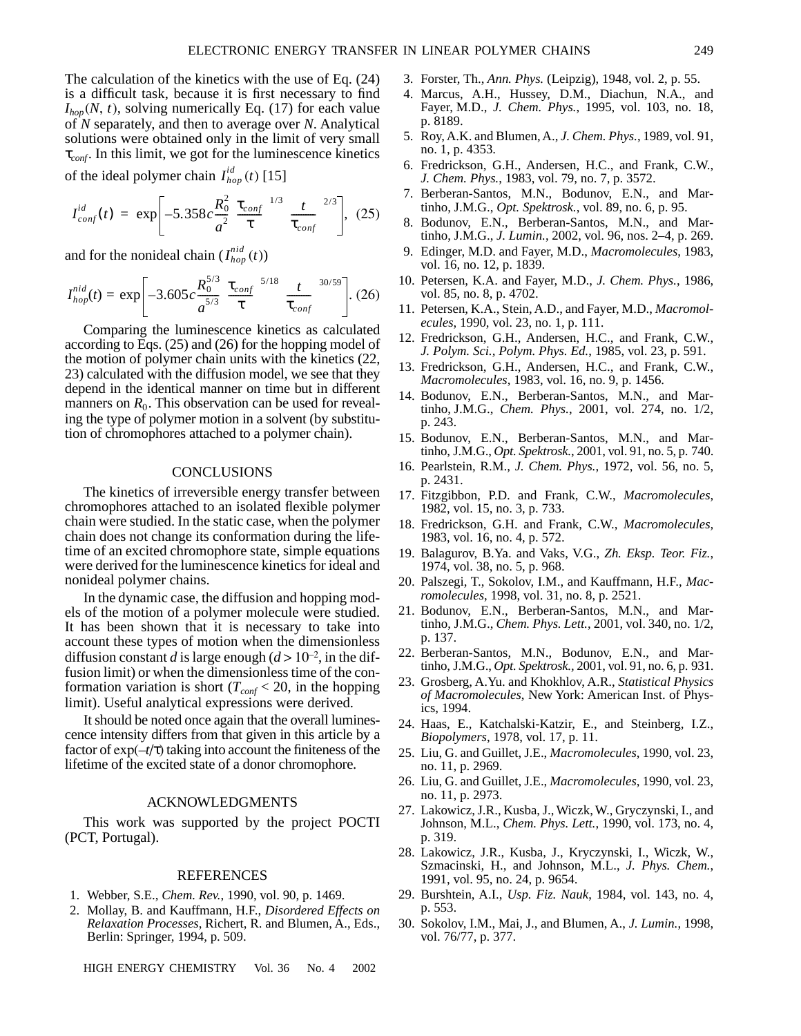The calculation of the kinetics with the use of Eq. (24) is a difficult task, because it is first necessary to find $I_{hop}(N, t)$, solving numerically Eq. (17) for each value of $N$ separately, and then to average over $N$. Analytical solutions were obtained only in the limit of very small $\tau_{conf}$. In this limit, we got for the luminescence kinetics of the ideal polymer chain $I_{hop}^{id}(t)$ [15]

$$I_{conf}^{id}(t) = \exp\left[-5.358c\frac{R_0^2}{a^2}\left(\frac{\tau_{conf}}{\tau}\right)^{1/3}\left(\frac{t}{\tau_{conf}}\right)^{2/3}\right], \quad (25)$$

and for the nonideal chain ($I_{hop}^{nid}(t)$)

$$I_{hop}^{nid}(t) = \exp\left[-3.605c\frac{R_0^{5/3}}{a^{5/3}}\left(\frac{\tau_{conf}}{\tau}\right)^{5/18}\left(\frac{t}{\tau_{conf}}\right)^{30/59}\right]. \quad (26)$$

Comparing the luminescence kinetics as calculated according to Eqs. (25) and (26) for the hopping model of the motion of polymer chain units with the kinetics (22, 23) calculated with the diffusion model, we see that they depend in the identical manner on time but in different manners on $R_0$. This observation can be used for revealing the type of polymer motion in a solvent (by substitution of chromophores attached to a polymer chain).

## CONCLUSIONS

The kinetics of irreversible energy transfer between chromophores attached to an isolated flexible polymer chain were studied. In the static case, when the polymer chain does not change its conformation during the lifetime of an excited chromophore state, simple equations were derived for the luminescence kinetics for ideal and nonideal polymer chains.

In the dynamic case, the diffusion and hopping models of the motion of a polymer molecule were studied. It has been shown that it is necessary to take into account these types of motion when the dimensionless diffusion constant $d$ is large enough ($d > 10^{-2}$, in the diffusion limit) or when the dimensionless time of the conformation variation is short ($T_{conf} < 20$, in the hopping limit). Useful analytical expressions were derived.

It should be noted once again that the overall luminescence intensity differs from that given in this article by a factor of $\exp(-t/\tau)$ taking into account the finiteness of the lifetime of the excited state of a donor chromophore.

## ACKNOWLEDGMENTS

This work was supported by the project POCTI (PCT, Portugal).

## REFERENCES

1. Webber, S.E., *Chem. Rev.*, 1990, vol. 90, p. 1469.
2. Mollay, B. and Kauffmann, H.F., *Disordered Effects on Relaxation Processes*, Richert, R. and Blumen, A., Eds., Berlin: Springer, 1994, p. 509.
3. Forster, Th., *Ann. Phys.* (Leipzig), 1948, vol. 2, p. 55.
4. Marcus, A.H., Hussey, D.M., Diachun, N.A., and Fayer, M.D., *J. Chem. Phys.*, 1995, vol. 103, no. 18, p. 8189.
5. Roy, A.K. and Blumen, A., *J. Chem. Phys.*, 1989, vol. 91, no. 1, p. 4353.
6. Fredrickson, G.H., Andersen, H.C., and Frank, C.W., *J. Chem. Phys.*, 1983, vol. 79, no. 7, p. 3572.
7. Berberan-Santos, M.N., Bodunov, E.N., and Martinho, J.M.G., *Opt. Spektrosk.*, vol. 89, no. 6, p. 95.
8. Bodunov, E.N., Berberan-Santos, M.N., and Martinho, J.M.G., *J. Lumin.*, 2002, vol. 96, nos. 2–4, p. 269.
9. Edinger, M.D. and Fayer, M.D., *Macromolecules*, 1983, vol. 16, no. 12, p. 1839.
10. Petersen, K.A. and Fayer, M.D., *J. Chem. Phys.*, 1986, vol. 85, no. 8, p. 4702.
11. Petersen, K.A., Stein, A.D., and Fayer, M.D., *Macromolecules*, 1990, vol. 23, no. 1, p. 111.
12. Fredrickson, G.H., Andersen, H.C., and Frank, C.W., *J. Polym. Sci., Polym. Phys. Ed.*, 1985, vol. 23, p. 591.
13. Fredrickson, G.H., Andersen, H.C., and Frank, C.W., *Macromolecules*, 1983, vol. 16, no. 9, p. 1456.
14. Bodunov, E.N., Berberan-Santos, M.N., and Martinho, J.M.G., *Chem. Phys.*, 2001, vol. 274, no. 1/2, p. 243.
15. Bodunov, E.N., Berberan-Santos, M.N., and Martinho, J.M.G., *Opt. Spektrosk.*, 2001, vol. 91, no. 5, p. 740.
16. Pearlstein, R.M., *J. Chem. Phys.*, 1972, vol. 56, no. 5, p. 2431.
17. Fitzgibbon, P.D. and Frank, C.W., *Macromolecules*, 1982, vol. 15, no. 3, p. 733.
18. Fredrickson, G.H. and Frank, C.W., *Macromolecules*, 1983, vol. 16, no. 4, p. 572.
19. Balagurov, B.Ya. and Vaks, V.G., *Zh. Eksp. Teor. Fiz.*, 1974, vol. 38, no. 5, p. 968.
20. Palszegi, T., Sokolov, I.M., and Kauffmann, H.F., *Macromolecules*, 1998, vol. 31, no. 8, p. 2521.
21. Bodunov, E.N., Berberan-Santos, M.N., and Martinho, J.M.G., *Chem. Phys. Lett.*, 2001, vol. 340, no. 1/2, p. 137.
22. Berberan-Santos, M.N., Bodunov, E.N., and Martinho, J.M.G., *Opt. Spektrosk.*, 2001, vol. 91, no. 6, p. 931.
23. Grosberg, A.Yu. and Khokhlov, A.R., *Statistical Physics of Macromolecules*, New York: American Inst. of Physics, 1994.
24. Haas, E., Katchalski-Katzir, E., and Steinberg, I.Z., *Biopolymers*, 1978, vol. 17, p. 11.
25. Liu, G. and Guillet, J.E., *Macromolecules*, 1990, vol. 23, no. 11, p. 2969.
26. Liu, G. and Guillet, J.E., *Macromolecules*, 1990, vol. 23, no. 11, p. 2973.
27. Lakowicz, J.R., Kusba, J., Wiczk, W., Gryczynski, I., and Johnson, M.L., *Chem. Phys. Lett.*, 1990, vol. 173, no. 4, p. 319.
28. Lakowicz, J.R., Kusba, J., Kryczynski, I., Wiczk, W., Szmacinski, H., and Johnson, M.L., *J. Phys. Chem.*, 1991, vol. 95, no. 24, p. 9654.
29. Burshtein, A.I., *Usp. Fiz. Nauk*, 1984, vol. 143, no. 4, p. 553.
30. Sokolov, I.M., Mai, J., and Blumen, A., *J. Lumin.*, 1998, vol. 76/77, p. 377.